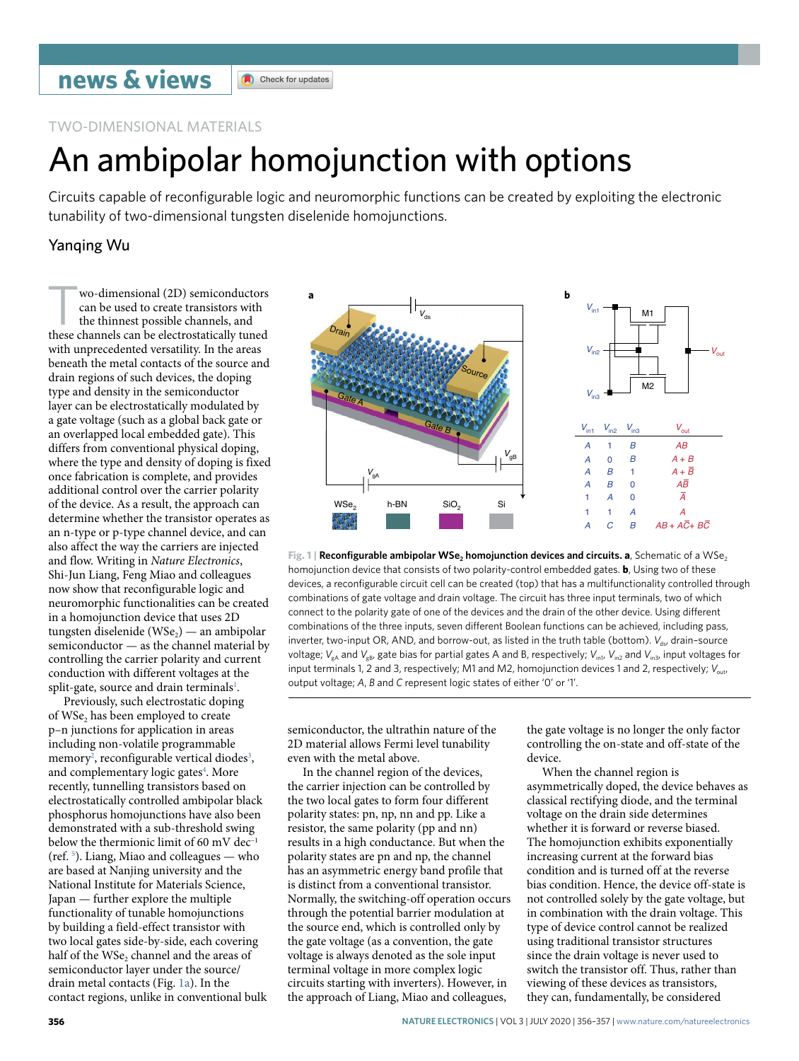TWO-DIMENSIONAL MATERIALS

# An ambipolar homojunction with options

Circuits capable of reconfigurable logic and neuromorphic functions can be created by exploiting the electronic tunability of two-dimensional tungsten diselenide homojunctions.

## Yanqing Wu

Two-dimensional (2D) semiconductors can be used to create transistors with the thinnest possible channels, and these channels can be electrostatically tuned with unprecedented versatility. In the areas beneath the metal contacts of the source and drain regions of such devices, the doping type and density in the semiconductor layer can be electrostatically modulated by a gate voltage (such as a global back gate or an overlapped local embedded gate). This differs from conventional physical doping, where the type and density of doping is fixed once fabrication is complete, and provides additional control over the carrier polarity of the device. As a result, the approach can determine whether the transistor operates as an n-type or p-type channel device, and can also affect the way the carriers are injected and flow. Writing in *Nature Electronics*, Shi-Jun Liang, Feng Miao and colleagues now show that reconfigurable logic and neuromorphic functionalities can be created in a homojunction device that uses 2D tungsten diselenide ($WSe_2$) — an ambipolar semiconductor — as the channel material by controlling the carrier polarity and current conduction with different voltages at the split-gate, source and drain terminals[1].

Previously, such electrostatic doping of $WSe_2$ has been employed to create p–n junctions for application in areas including non-volatile programmable memory[2], reconfigurable vertical diodes[3], and complementary logic gates[4]. More recently, tunnelling transistors based on electrostatically controlled ambipolar black phosphorus homojunctions have also been demonstrated with a sub-threshold swing below the thermionic limit of 60 mV dec$^{-1}$ (ref. [5]). Liang, Miao and colleagues — who are based at Nanjing university and the National Institute for Materials Science, Japan — further explore the multiple functionality of tunable homojunctions by building a field-effect transistor with two local gates side-by-side, each covering half of the $WSe_2$ channel and the areas of semiconductor layer under the source/drain metal contacts (Fig. 1a). In the contact regions, unlike in conventional bulk semiconductor, the ultrathin nature of the 2D material allows Fermi level tunability even with the metal above.

In the channel region of the devices, the carrier injection can be controlled by the two local gates to form four different polarity states: pn, np, nn and pp. Like a resistor, the same polarity (pp and nn) results in a high conductance. But when the polarity states are pn and np, the channel has an asymmetric energy band profile that is distinct from a conventional transistor. Normally, the switching-off operation occurs through the potential barrier modulation at the source end, which is controlled only by the gate voltage (as a convention, the gate voltage is always denoted as the sole input terminal voltage in more complex logic circuits starting with inverters). However, in the approach of Liang, Miao and colleagues, the gate voltage is no longer the only factor controlling the on-state and off-state of the device.

When the channel region is asymmetrically doped, the device behaves as classical rectifying diode, and the terminal voltage on the drain side determines whether it is forward or reverse biased. The homojunction exhibits exponentially increasing current at the forward bias condition and is turned off at the reverse bias condition. Hence, the device off-state is not controlled solely by the gate voltage, but in combination with the drain voltage. This type of device control cannot be realized using traditional transistor structures since the drain voltage is never used to switch the transistor off. Thus, rather than viewing of these devices as transistors, they can, fundamentally, be considered

| $V_{in1}$ | $V_{in2}$ | $V_{in3}$ | $V_{out}$ |
|---|---|---|---|
| A | 1 | B | AB |
| A | 0 | B | A + B |
| A | B | 1 | A + $\bar{B}$ |
| A | B | 0 | A$\bar{B}$ |
| 1 | A | 0 | $\bar{A}$ |
| 1 | 1 | A | A |
| A | C | B | AB + A$\bar{C}$+ B$\bar{C}$ |

**Fig. 1 | Reconfigurable ambipolar $WSe_2$ homojunction devices and circuits. a**, Schematic of a $WSe_2$ homojunction device that consists of two polarity-control embedded gates. **b**, Using two of these devices, a reconfigurable circuit cell can be created (top) that has a multifunctionality controlled through combinations of gate voltage and drain voltage. The circuit has three input terminals, two of which connect to the polarity gate of one of the devices and the drain of the other device. Using different combinations of the three inputs, seven different Boolean functions can be achieved, including pass, inverter, two-input OR, AND, and borrow-out, as listed in the truth table (bottom). $V_{ds}$, drain–source voltage; $V_{gA}$ and $V_{gB}$, gate bias for partial gates A and B, respectively; $V_{in1}$, $V_{in2}$ and $V_{in3}$, input voltages for input terminals 1, 2 and 3, respectively; M1 and M2, homojunction devices 1 and 2, respectively; $V_{out}$, output voltage; $A$, $B$ and $C$ represent logic states of either '0' or '1'.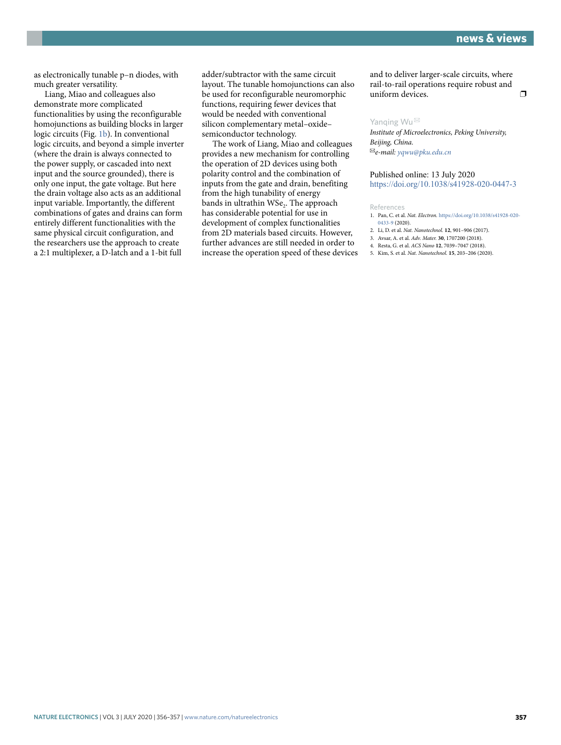as electronically tunable p–n diodes, with much greater versatility.

Liang, Miao and colleagues also demonstrate more complicated functionalities by using the reconfigurable homojunctions as building blocks in larger logic circuits (Fig. 1b). In conventional logic circuits, and beyond a simple inverter (where the drain is always connected to the power supply, or cascaded into next input and the source grounded), there is only one input, the gate voltage. But here the drain voltage also acts as an additional input variable. Importantly, the different combinations of gates and drains can form entirely different functionalities with the same physical circuit configuration, and the researchers use the approach to create a 2:1 multiplexer, a D-latch and a 1-bit full adder/subtractor with the same circuit layout. The tunable homojunctions can also be used for reconfigurable neuromorphic functions, requiring fewer devices that would be needed with conventional silicon complementary metal–oxide–semiconductor technology.

The work of Liang, Miao and colleagues provides a new mechanism for controlling the operation of 2D devices using both polarity control and the combination of inputs from the gate and drain, benefiting from the high tunability of energy bands in ultrathin $WSe_2$. The approach has considerable potential for use in development of complex functionalities from 2D materials based circuits. However, further advances are still needed in order to increase the operation speed of these devices and to deliver larger-scale circuits, where rail-to-rail operations require robust and uniform devices. ❐

Yanqing Wu ✉

*Institute of Microelectronics, Peking University, Beijing, China.*

✉*e-mail: yqwu@pku.edu.cn*

Published online: 13 July 2020

https://doi.org/10.1038/s41928-020-0447-3

### References

1. Pan, C. et al. *Nat. Electron.* https://doi.org/10.1038/s41928-020-0433-9 (2020).
2. Li, D. et al. *Nat. Nanotechnol.* **12**, 901–906 (2017).
3. Avsar, A. et al. *Adv. Mater.* **30**, 1707200 (2018).
4. Resta, G. et al. *ACS Nano* **12**, 7039–7047 (2018).
5. Kim, S. et al. *Nat. Nanotechnol.* **15**, 203–206 (2020).